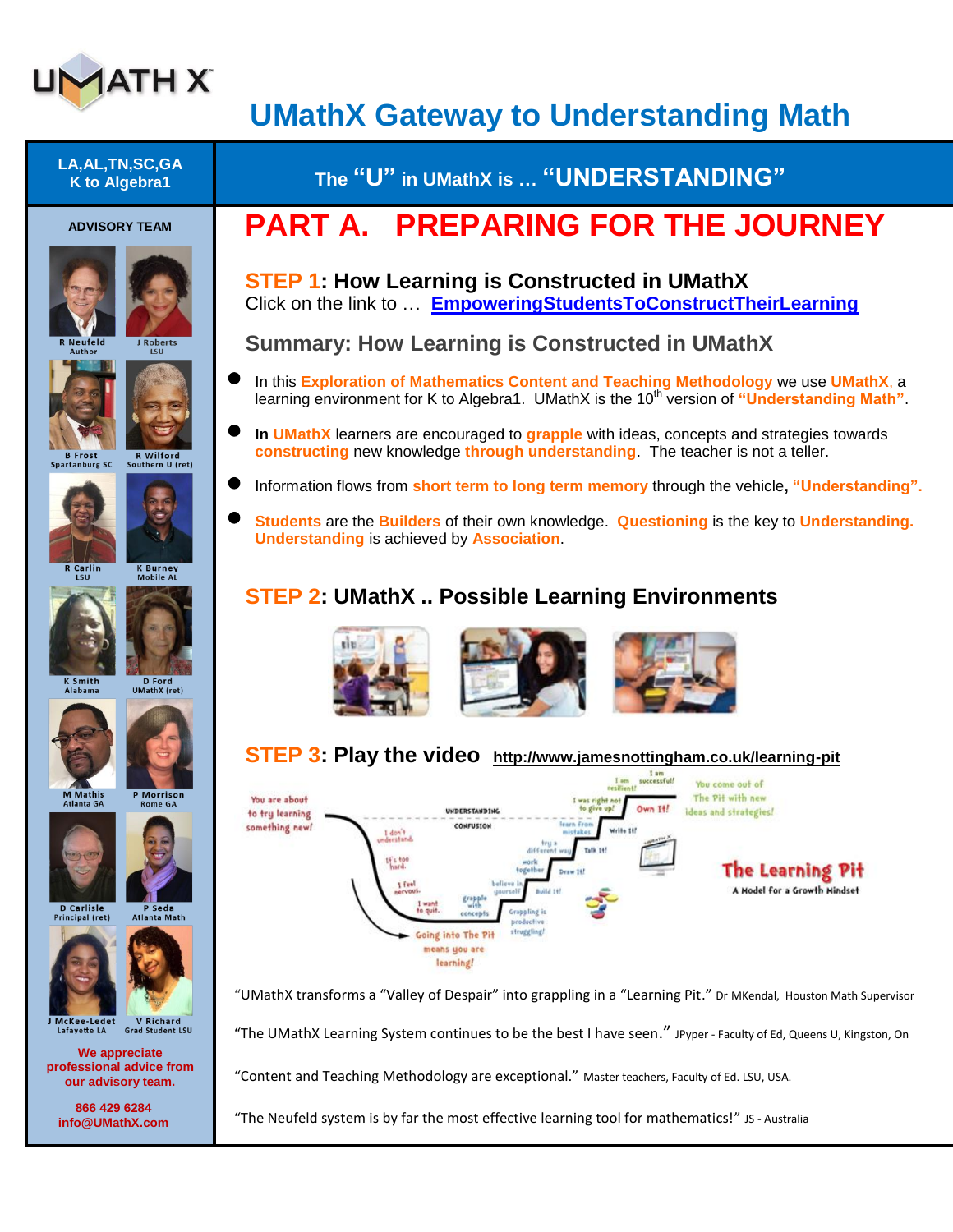# UMathX Gateway to Understanding Math

**LA,AL,TN,SC,GA**
**K to Algebra1**

## The "U" in UMathX is … "UNDERSTANDING"

**ADVISORY TEAM**

- R Neufeld – Author
- J Roberts – LSU
- B Frost – Spartanburg SC
- R Wilford – Southern U (ret)
- R Carlin – LSU
- K Burney – Mobile AL
- K Smith – Alabama
- D Ford – UMathX (ret)
- M Mathis – Atlanta GA
- P Morrison – Rome GA
- D Carlisle – Principal (ret)
- P Seda – Atlanta Math
- J McKee-Ledet – Lafayette LA
- V Richard – Grad Student LSU

**We appreciate professional advice from our advisory team.**

**866 429 6284**
**info@UMathX.com**

# PART A. PREPARING FOR THE JOURNEY

### STEP 1: How Learning is Constructed in UMathX

Click on the link to … [EmpoweringStudentsToConstructTheirLearning]

### Summary: How Learning is Constructed in UMathX

- In this **Exploration of Mathematics Content and Teaching Methodology** we use **UMathX**, a learning environment for K to Algebra1. UMathX is the 10th version of **"Understanding Math"**.
- **In UMathX** learners are encouraged to **grapple** with ideas, concepts and strategies towards **constructing** new knowledge **through understanding**. The teacher is not a teller.
- Information flows from **short term to long term memory** through the vehicle**, "Understanding".**
- **Students** are the **Builders** of their own knowledge. **Questioning** is the key to **Understanding. Understanding** is achieved by **Association**.

### STEP 2: UMathX .. Possible Learning Environments

### STEP 3: Play the video http://www.jamesnottingham.co.uk/learning-pit

"UMathX transforms a "Valley of Despair" into grappling in a "Learning Pit." Dr MKendal, Houston Math Supervisor

"The UMathX Learning System continues to be the best I have seen." JPyper - Faculty of Ed, Queens U, Kingston, On

"Content and Teaching Methodology are exceptional." Master teachers, Faculty of Ed. LSU, USA.

"The Neufeld system is by far the most effective learning tool for mathematics!" JS - Australia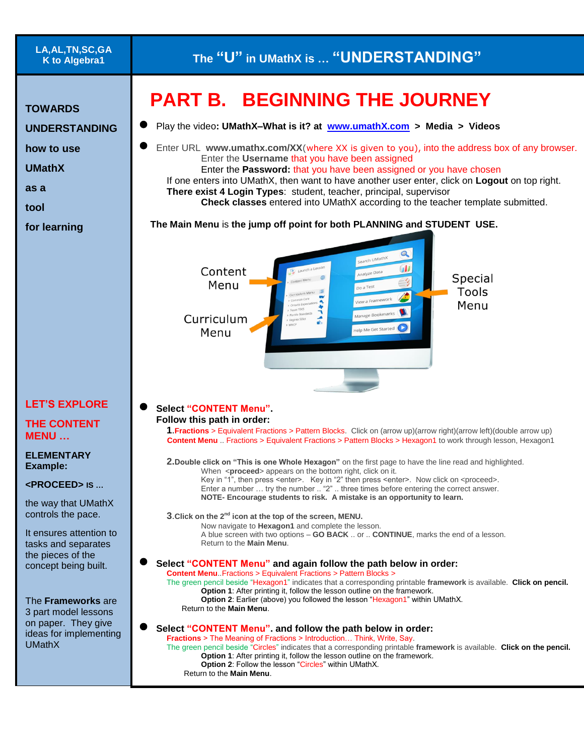LA,AL,TN,SC,GA
K to Algebra1

# The "U" in UMathX is … "UNDERSTANDING"

**TOWARDS UNDERSTANDING how to use UMathX as a tool for learning**

## PART B. BEGINNING THE JOURNEY

- Play the video**: UMathX–What is it? at www.umathX.com > Media > Videos**
- Enter URL **www.umathx.com/XX**(where XX is given to you), into the address box of any browser.
  Enter the **Username** that you have been assigned
  Enter the **Password:** that you have been assigned or you have chosen
  If one enters into UMathX, then want to have another user enter, click on **Logout** on top right.
  **There exist 4 Login Types**: student, teacher, principal, supervisor
  **Check classes** entered into UMathX according to the teacher template submitted.

**The Main Menu** is **the jump off point for both PLANNING and STUDENT USE.**

Content Menu — Curriculum Menu — Special Tools Menu

**LET'S EXPLORE THE CONTENT MENU …**

**ELEMENTARY Example:**

**<PROCEED> IS …**

the way that UMathX controls the pace.

It ensures attention to tasks and separates the pieces of the concept being built.

The **Frameworks** are 3 part model lessons on paper. They give ideas for implementing UMathX

- **Select "CONTENT Menu".**
  **Follow this path in order:**
  1. **Fractions** > Equivalent Fractions > Pattern Blocks. Click on (arrow up)(arrow right)(arrow left)(double arrow up) **Content Menu** .. Fractions > Equivalent Fractions > Pattern Blocks > Hexagon1 to work through lesson, Hexagon1
  2. **Double click on "This is one Whole Hexagon"** on the first page to have the line read and highlighted.
     When <**proceed**> appears on the bottom right, click on it.
     Key in "1", then press <enter>. Key in "2" then press <enter>. Now click on <proceed>.
     Enter a number … try the number .. "2" .. three times before entering the correct answer.
     **NOTE- Encourage students to risk. A mistake is an opportunity to learn.**
  3. **Click on the 2nd icon at the top of the screen, MENU.**
     Now navigate to **Hexagon1** and complete the lesson.
     A blue screen with two options – **GO BACK** .. or .. **CONTINUE**, marks the end of a lesson.
     Return to the **Main Menu**.

- **Select "CONTENT Menu" and again follow the path below in order:**
  **Content Menu**..Fractions > Equivalent Fractions > Pattern Blocks >
  The green pencil beside "Hexagon1" indicates that a corresponding printable **framework** is available. **Click on pencil.**
  **Option 1**: After printing it, follow the lesson outline on the framework.
  **Option 2**: Earlier (above) you followed the lesson "Hexagon1" within UMathX.
  Return to the **Main Menu**.

- **Select "CONTENT Menu". and follow the path below in order:**
  **Fractions** > The Meaning of Fractions > Introduction… Think, Write, Say.
  The green pencil beside "Circles" indicates that a corresponding printable **framework** is available. **Click on the pencil.**
  **Option 1**: After printing it, follow the lesson outline on the framework.
  **Option 2**: Follow the lesson "Circles" within UMathX.
  Return to the **Main Menu**.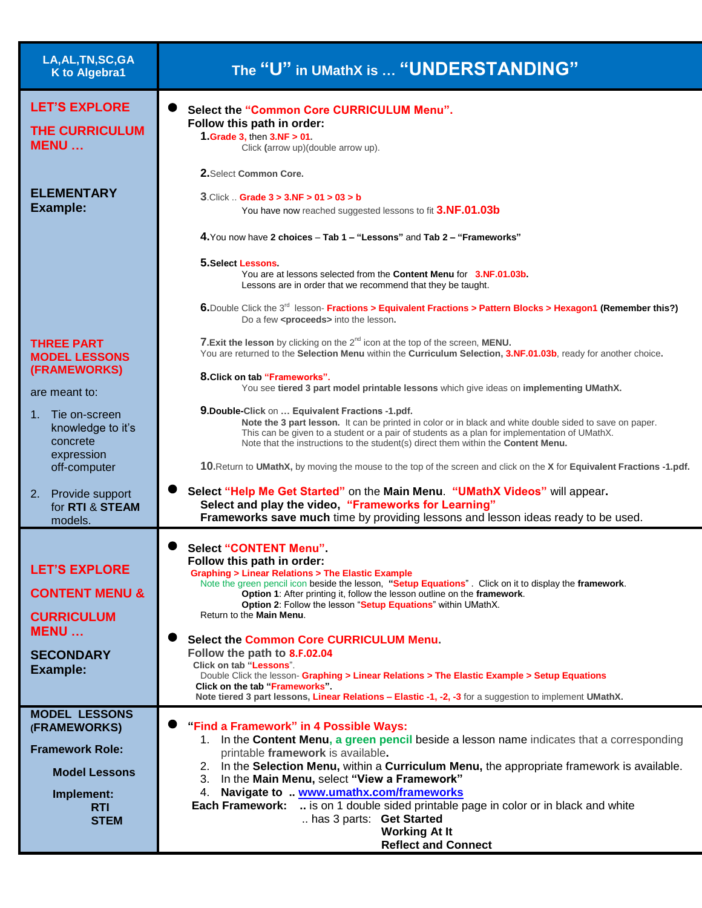| LA,AL,TN,SC,GA K to Algebra1 | The "U" in UMathX is … "UNDERSTANDING" |
|---|---|
| **LET'S EXPLORE THE CURRICULUM MENU …**<br><br>**ELEMENTARY Example:**<br><br>**THREE PART MODEL LESSONS (FRAMEWORKS)**<br><br>are meant to:<br><br>1. Tie on-screen knowledge to it's concrete expression off-computer<br>2. Provide support for **RTI** & **STEAM** models. | ● **Select the "Common Core CURRICULUM Menu".**<br>**Follow this path in order:**<br>**1.** **Grade 3,** then **3.NF > 01.** Click **(**arrow up)(double arrow up).<br>**2.** Select **Common Core.**<br>**3.** Click .. **Grade 3 > 3.NF > 01 > 03 > b** You have now reached suggested lessons to fit **3.NF.01.03b**<br>**4.** You now have **2 choices** – **Tab 1 – "Lessons"** and **Tab 2 – "Frameworks"**<br>**5.** **Select Lessons.** You are at lessons selected from the **Content Menu** for **3.NF.01.03b.** Lessons are in order that we recommend that they be taught.<br>**6.** Double Click the 3rd lesson- **Fractions > Equivalent Fractions > Pattern Blocks > Hexagon1** **(Remember this?)** Do a few **<proceeds>** into the lesson.<br>**7.** **Exit the lesson** by clicking on the 2nd icon at the top of the screen, **MENU.** You are returned to the **Selection Menu** within the **Curriculum Selection, 3.NF.01.03b**, ready for another choice**.**<br>**8.** **Click on tab "Frameworks".** You see **tiered 3 part model printable lessons** which give ideas on **implementing UMathX.**<br>**9.** **Double-Click** on … **Equivalent Fractions -1.pdf.** **Note the 3 part lesson.** It can be printed in color or in black and white double sided to save on paper. This can be given to a student or a pair of students as a plan for implementation of UMathX. Note that the instructions to the student(s) direct them within the **Content Menu.**<br>**10.** Return to **UMathX,** by moving the mouse to the top of the screen and click on the **X** for **Equivalent Fractions -1.pdf.**<br><br>● **Select "Help Me Get Started"** on the **Main Menu**. **"UMathX Videos"** will appear**.** **Select and play the video, "Frameworks for Learning"** **Frameworks save much** time by providing lessons and lesson ideas ready to be used. |
| **LET'S EXPLORE CONTENT MENU & CURRICULUM MENU …**<br><br>**SECONDARY Example:** | ● **Select "CONTENT Menu".**<br>**Follow this path in order:**<br>**Graphing > Linear Relations > The Elastic Example**<br>Note the green pencil icon beside the lesson, **"Setup Equations"** . Click on it to display the **framework**.<br>**Option 1**: After printing it, follow the lesson outline on the **framework**.<br>**Option 2**: Follow the lesson "**Setup Equations**" within UMathX.<br>Return to the **Main Menu**.<br><br>● **Select the Common Core CURRICULUM Menu.**<br>**Follow the path to 8.F.02.04**<br>**Click on tab "Lessons"**.<br>Double Click the lesson- **Graphing > Linear Relations > The Elastic Example > Setup Equations**<br>**Click on the tab "Frameworks".**<br>**Note tiered 3 part lessons, Linear Relations – Elastic -1, -2, -3** for a suggestion to implement **UMathX.** |
| **MODEL LESSONS (FRAMEWORKS)**<br><br>**Framework Role:**<br>**Model Lessons**<br><br>**Implement:**<br>**RTI**<br>**STEM** | ● **"Find a Framework" in 4 Possible Ways:**<br>1. In the **Content Menu, a green pencil** beside a lesson name indicates that a corresponding printable **framework** is available**.**<br>2. In the **Selection Menu,** within a **Curriculum Menu,** the appropriate framework is available.<br>3. In the **Main Menu,** select **"View a Framework"**<br>4. **Navigate to .. www.umathx.com/frameworks**<br>**Each Framework:** .. is on 1 double sided printable page in color or in black and white<br>.. has 3 parts: **Get Started**, **Working At It**, **Reflect and Connect** |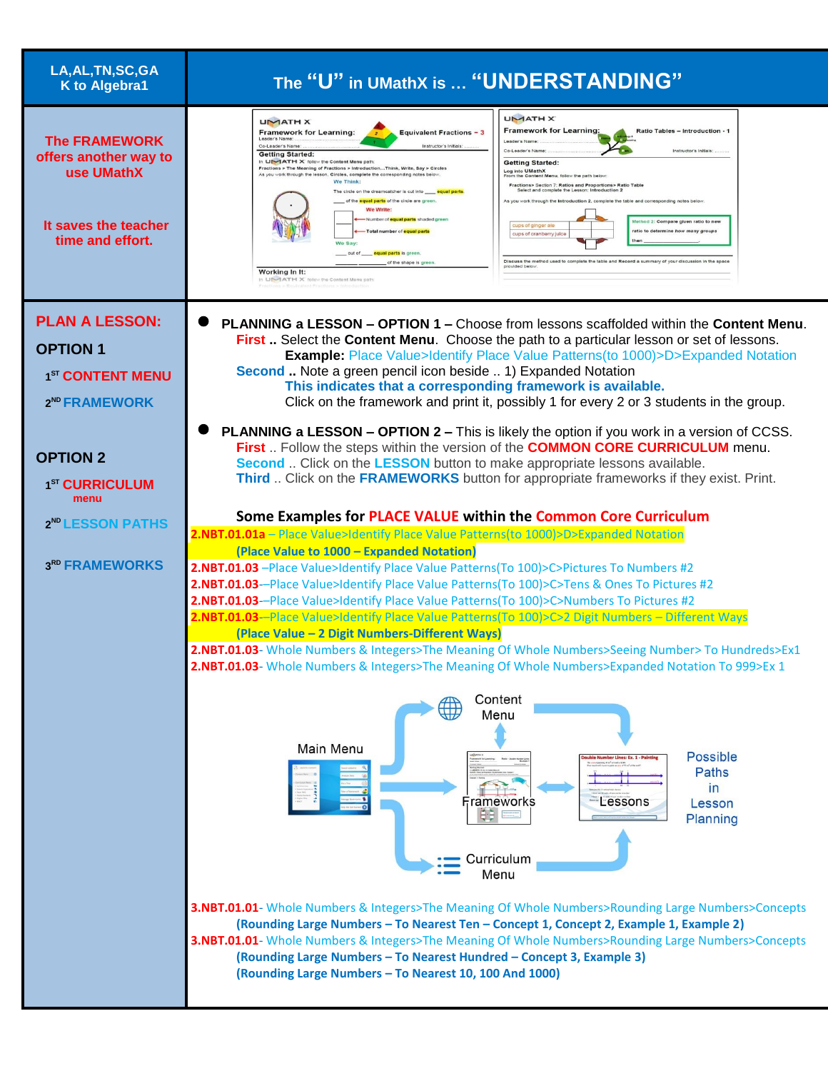| LA,AL,TN,SC,GA K to Algebra1 | The "U" in UMathX is … "UNDERSTANDING" |
|---|---|
| The FRAMEWORK offers another way to use UMathX<br><br>It saves the teacher time and effort. | |

## PLAN A LESSON:

**OPTION 1**

1ST CONTENT MENU

2ND FRAMEWORK

**OPTION 2**

1ST CURRICULUM menu

2ND LESSON PATHS

3RD FRAMEWORKS

- **PLANNING a LESSON – OPTION 1 –** Choose from lessons scaffolded within the **Content Menu**.
  **First ..** Select the **Content Menu**. Choose the path to a particular lesson or set of lessons.
  **Example:** Place Value>Identify Place Value Patterns(to 1000)>D>Expanded Notation
  **Second ..** Note a green pencil icon beside .. 1) Expanded Notation
  **This indicates that a corresponding framework is available.**
  Click on the framework and print it, possibly 1 for every 2 or 3 students in the group.

- **PLANNING a LESSON – OPTION 2 –** This is likely the option if you work in a version of CCSS.
  **First** .. Follow the steps within the version of the **COMMON CORE CURRICULUM** menu.
  **Second** .. Click on the **LESSON** button to make appropriate lessons available.
  **Third** .. Click on the **FRAMEWORKS** button for appropriate frameworks if they exist. Print.

### Some Examples for PLACE VALUE within the Common Core Curriculum

**2.NBT.01.01a** – Place Value>Identify Place Value Patterns(to 1000)>D>Expanded Notation
**(Place Value to 1000 – Expanded Notation)**
**2.NBT.01.03** –Place Value>Identify Place Value Patterns(To 100)>C>Pictures To Numbers #2
**2.NBT.01.03**-–Place Value>Identify Place Value Patterns(To 100)>C>Tens & Ones To Pictures #2
**2.NBT.01.03**-–Place Value>Identify Place Value Patterns(To 100)>C>Numbers To Pictures #2
**2.NBT.01.03**-–Place Value>Identify Place Value Patterns(To 100)>C>2 Digit Numbers – Different Ways
**(Place Value – 2 Digit Numbers-Different Ways)**
**2.NBT.01.03**- Whole Numbers & Integers>The Meaning Of Whole Numbers>Seeing Number> To Hundreds>Ex1
**2.NBT.01.03**- Whole Numbers & Integers>The Meaning Of Whole Numbers>Expanded Notation To 999>Ex 1

Main Menu → Content Menu / Curriculum Menu → Frameworks ↔ Lessons — Possible Paths in Lesson Planning

**3.NBT.01.01**- Whole Numbers & Integers>The Meaning Of Whole Numbers>Rounding Large Numbers>Concepts
**(Rounding Large Numbers – To Nearest Ten – Concept 1, Concept 2, Example 1, Example 2)**
**3.NBT.01.01**- Whole Numbers & Integers>The Meaning Of Whole Numbers>Rounding Large Numbers>Concepts
**(Rounding Large Numbers – To Nearest Hundred – Concept 3, Example 3)**
**(Rounding Large Numbers – To Nearest 10, 100 And 1000)**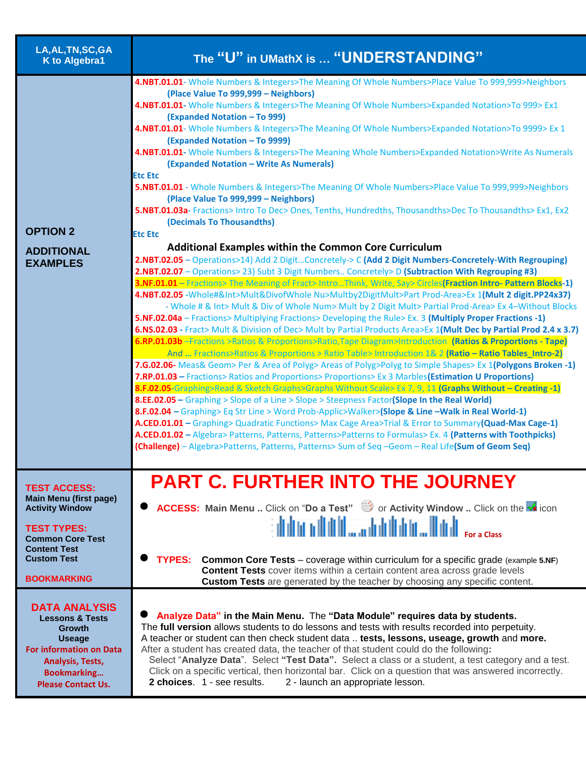| LA,AL,TN,SC,GA K to Algebra1 | The "U" in UMathX is … "UNDERSTANDING" |
|---|---|
| **OPTION 2**<br><br>**ADDITIONAL EXAMPLES** | **4.NBT.01.01**- Whole Numbers & Integers>The Meaning Of Whole Numbers>Place Value To 999,999>Neighbors **(Place Value To 999,999 – Neighbors)**<br>**4.NBT.01.01**- Whole Numbers & Integers>The Meaning Of Whole Numbers>Expanded Notation>To 999> Ex1 **(Expanded Notation – To 999)**<br>**4.NBT.01.01**- Whole Numbers & Integers>The Meaning Of Whole Numbers>Expanded Notation>To 9999> Ex 1 **(Expanded Notation – To 9999)**<br>**4.NBT.01.01**- Whole Numbers & Integers>The Meaning Whole Numbers>Expanded Notation>Write As Numerals **(Expanded Notation – Write As Numerals)**<br>**Etc Etc**<br>**5.NBT.01.01** - Whole Numbers & Integers>The Meaning Of Whole Numbers>Place Value To 999,999>Neighbors **(Place Value To 999,999 – Neighbors)**<br>**5.NBT.01.03a**- Fractions> Intro To Dec> Ones, Tenths, Hundredths, Thousandths>Dec To Thousandths> Ex1, Ex2 **(Decimals To Thousandths)**<br>**Etc Etc**<br>**Additional Examples within the Common Core Curriculum**<br>**2.NBT.02.05** – Operations>14) Add 2 Digit…Concretely-> C **(Add 2 Digit Numbers-Concretely-With Regrouping)**<br>**2.NBT.02.07** – Operations> 23) Subt 3 Digit Numbers.. Concretely> D **(Subtraction With Regrouping #3)**<br>**3.NF.01.01** – Fractions> The Meaning of Fract> Intro…Think, Write, Say> Circles**(Fraction Intro- Pattern Blocks-1)**<br>**4.NBT.02.05** -Whole#&Int>Mult&DivofWhole Nu>Multby2DigitMult>Part Prod-Area>Ex 1**(Mult 2 digit.PP24x37)**<br>- Whole # & Int> Mult & Div of Whole Num> Mult by 2 Digit Mult> Partial Prod-Area> Ex 4–Without Blocks<br>**5.NF.02.04a** – Fractions> Multiplying Fractions> Developing the Rule> Ex. 3 **(Multiply Proper Fractions -1)**<br>**6.NS.02.03** - Fract> Mult & Division of Dec> Mult by Partial Products Area>Ex 1**(Mult Dec by Partial Prod 2.4 x 3.7)**<br>**6.RP.01.03b** –Fractions >Ratios & Proportions>Ratio,Tape Diagram>Introduction **(Ratios & Proportions - Tape)**<br>And … Fractions>Ratios & Proportions > Ratio Table> Introduction 1& 2 **(Ratio – Ratio Tables_Intro-2)**<br>**7.G.02.06**- Meas& Geom> Per & Area of Polyg> Areas of Polyg>Polyg to Simple Shapes> Ex 1**(Polygons Broken -1)**<br>**7.RP.01.03** – Fractions> Ratios and Proportions> Proportions> Ex 3 Marbles**(Estimation U Proportions)**<br>**8.F.02.05**-Graphing>Read & Sketch Graphs>Graphs Without Scale> Ex 7, 9, 11 **(Graphs Without – Creating -1)**<br>**8.EE.02.05** – Graphing > Slope of a Line > Slope > Steepness Factor**(Slope In the Real World)**<br>**8.F.02.04** – Graphing> Eq Str Line > Word Prob-Applic>Walker>**(Slope & Line –Walk in Real World-1)**<br>**A.CED.01.01** – Graphing> Quadratic Functions> Max Cage Area>Trial & Error to Summary**(Quad-Max Cage-1)**<br>**A.CED.01.02** – Algebra> Patterns, Patterns, Patterns>Patterns to Formulas> Ex. 4 **(Patterns with Toothpicks)**<br>**(Challenge)** – Algebra>Patterns, Patterns, Patterns> Sum of Seq –Geom – Real Life**(Sum of Geom Seq)** |
| **TEST ACCESS:**<br>**Main Menu (first page)**<br>**Activity Window**<br><br>**TEST TYPES:**<br>**Common Core Test**<br>**Content Test**<br>**Custom Test**<br><br>**BOOKMARKING** | **PART C. FURTHER INTO THE JOURNEY**<br><br>● **ACCESS: Main Menu ..** Click on "**Do a Test**" or **Activity Window ..** Click on the icon<br>For a Class<br><br>● **TYPES: Common Core Tests** – coverage within curriculum for a specific grade (example **5.NF**)<br>**Content Tests** cover items within a certain content area across grade levels<br>**Custom Tests** are generated by the teacher by choosing any specific content. |
| **DATA ANALYSIS**<br>**Lessons & Tests**<br>**Growth**<br>**Useage**<br>**For information on Data Analysis, Tests, Bookmarking… Please Contact Us.** | ● **Analyze Data" in the Main Menu.** The **"Data Module" requires data by students.**<br>The **full version** allows students to do lessons and tests with results recorded into perpetuity.<br>A teacher or student can then check student data .. **tests, lessons, useage, growth** and **more.**<br>After a student has created data, the teacher of that student could do the following**:**<br>Select "**Analyze Data**". Select **"Test Data".** Select a class or a student, a test category and a test.<br>Click on a specific vertical, then horizontal bar. Click on a question that was answered incorrectly.<br>**2 choices**. 1 - see results. 2 - launch an appropriate lesson. |